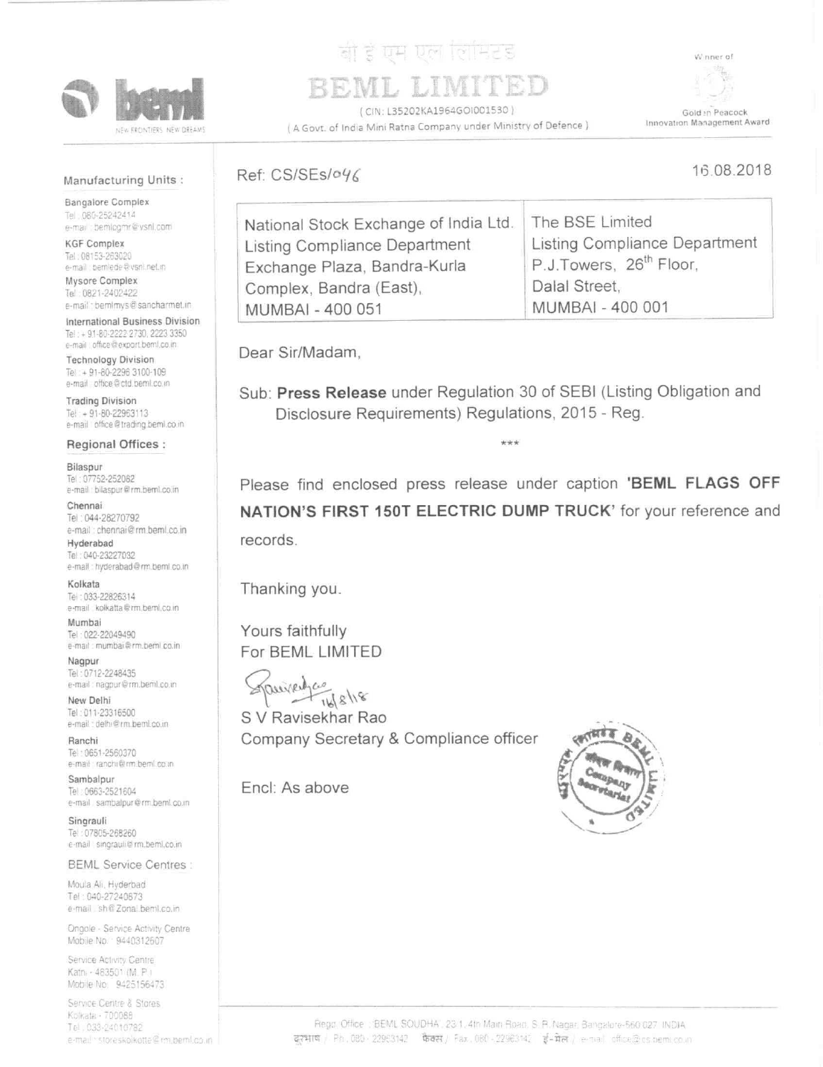बी ई एम एल लिमिटेड

# BEML LIMITED

( CIN: L35202KA1964GOI001530 )

( A Govt. of India Mini Ratna Company under Ministry of Defence )

Winner of Golden Peacock Innovation Management Award

**Manufacturing Units :**

Bangalore Complex
Tel : 080-25242414
e-mail : bemlcgmr@vsnl.com

KGF Complex
Tel : 08153-263020
e-mail : bemlede@vsnl.net.in

Mysore Complex
Tel : 0821-2402422
e-mail : bemlmys@sancharnet.in

International Business Division
Tel : + 91-80-2222 2730, 2223 3350
e-mail : office@export.beml.co.in

Technology Division
Tel : + 91-80-2296 3100-109
e-mail : office@ctd.beml.co.in

Trading Division
Tel : + 91-80-22963113
e-mail : office@trading.beml.co.in

**Regional Offices :**

Bilaspur
Tel : 07752-252082
e-mail : bilaspur@rm.beml.co.in

Chennai
Tel : 044-28270792
e-mail : chennai@rm.beml.co.in

Hyderabad
Tel : 040-23227032
e-mail : hyderabad@rm.beml.co.in

Kolkata
Tel : 033-22826314
e-mail : kolkatta@rm.beml.co.in

Mumbai
Tel : 022-22049490
e-mail : mumbai@rm.beml.co.in

Nagpur
Tel : 0712-2248435
e-mail : nagpur@rm.beml.co.in

New Delhi
Tel : 011-23316500
e-mail : delhi@rm.beml.co.in

Ranchi
Tel : 0651-2560370
e-mail : ranchi@rm.beml.co.in

Sambalpur
Tel : 0663-2521604
e-mail : sambalpur@rm.beml.co.in

Singrauli
Tel : 07805-268260
e-mail : singrauli@rm.beml.co.in

**BEML Service Centres :**

Moula Ali, Hyderabad
Tel : 040-27240873
e-mail : sh@Zonal.beml.co.in

Ongole - Service Activity Centre
Mobile No. : 9440312607

Service Activity Centre
Katni - 483501 (M.P.)
Mobile No. : 9425156473

Service Centre & Stores
Kolkata - 700088
Tel : 033-24010782
e-mail : storeskolkotta@rm.beml.co.in

Ref: CS/SEs/046

16.08.2018

| National Stock Exchange of India Ltd. | The BSE Limited |
|---|---|
| Listing Compliance Department | Listing Compliance Department |
| Exchange Plaza, Bandra-Kurla | P.J.Towers, 26th Floor, |
| Complex, Bandra (East), | Dalal Street, |
| MUMBAI - 400 051 | MUMBAI - 400 001 |

Dear Sir/Madam,

Sub: **Press Release** under Regulation 30 of SEBI (Listing Obligation and Disclosure Requirements) Regulations, 2015 - Reg.

***

Please find enclosed press release under caption **'BEML FLAGS OFF NATION'S FIRST 150T ELECTRIC DUMP TRUCK'** for your reference and records.

Thanking you.

Yours faithfully
For BEML LIMITED

16/8/18

S V Ravisekhar Rao
Company Secretary & Compliance officer

Encl: As above

Regd. Office : BEML SOUDHA, 23/1, 4th Main Road, S.R. Nagar, Bangalore-560 027, INDIA
दूरभाष / Ph.: 080 - 22963142 फैक्स / Fax : 080 - 22963142 ई-मेल / e-mail : office@cs.beml.co.in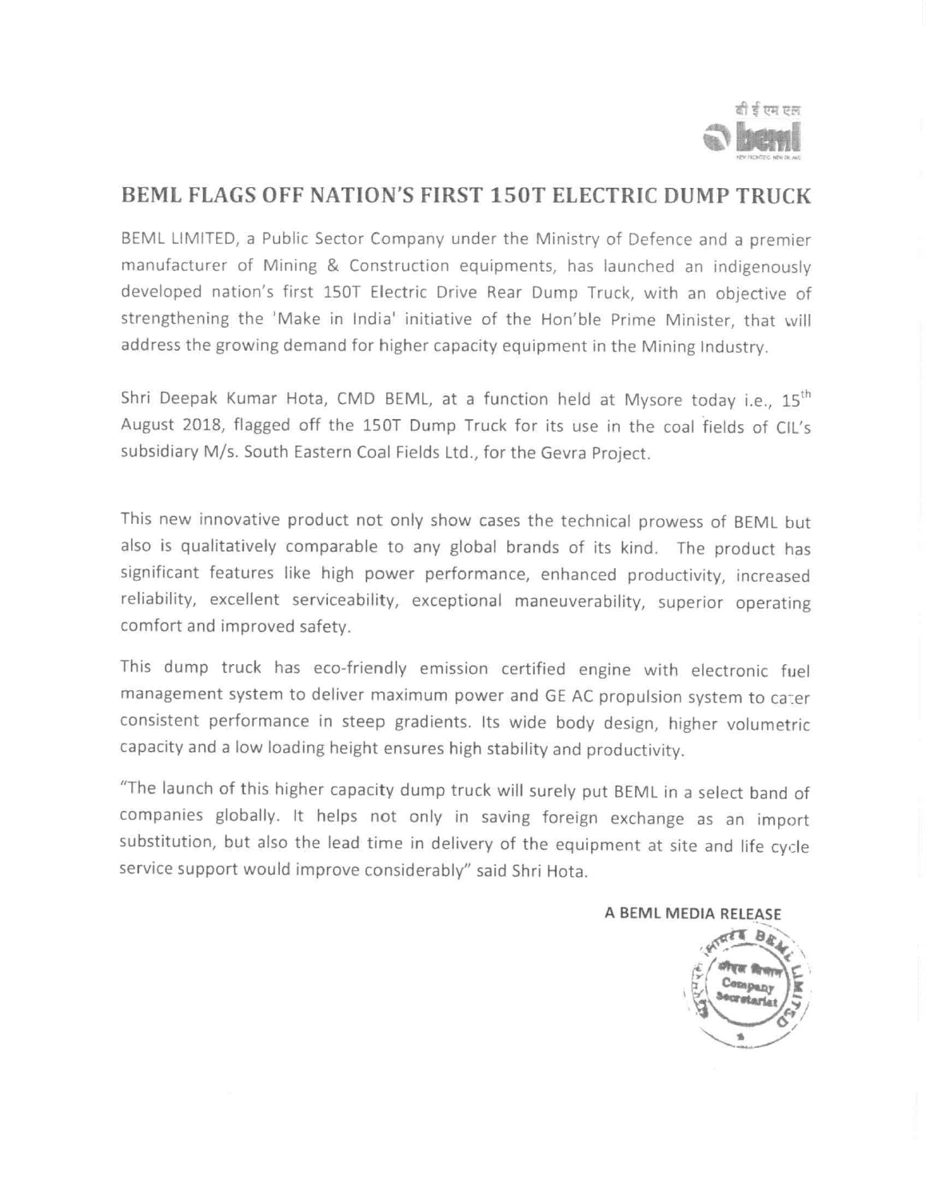# BEML FLAGS OFF NATION'S FIRST 150T ELECTRIC DUMP TRUCK

BEML LIMITED, a Public Sector Company under the Ministry of Defence and a premier manufacturer of Mining & Construction equipments, has launched an indigenously developed nation's first 150T Electric Drive Rear Dump Truck, with an objective of strengthening the 'Make in India' initiative of the Hon'ble Prime Minister, that will address the growing demand for higher capacity equipment in the Mining Industry.

Shri Deepak Kumar Hota, CMD BEML, at a function held at Mysore today i.e., 15th August 2018, flagged off the 150T Dump Truck for its use in the coal fields of CIL's subsidiary M/s. South Eastern Coal Fields Ltd., for the Gevra Project.

This new innovative product not only show cases the technical prowess of BEML but also is qualitatively comparable to any global brands of its kind. The product has significant features like high power performance, enhanced productivity, increased reliability, excellent serviceability, exceptional maneuverability, superior operating comfort and improved safety.

This dump truck has eco-friendly emission certified engine with electronic fuel management system to deliver maximum power and GE AC propulsion system to cater consistent performance in steep gradients. Its wide body design, higher volumetric capacity and a low loading height ensures high stability and productivity.

"The launch of this higher capacity dump truck will surely put BEML in a select band of companies globally. It helps not only in saving foreign exchange as an import substitution, but also the lead time in delivery of the equipment at site and life cycle service support would improve considerably" said Shri Hota.

**A BEML MEDIA RELEASE**